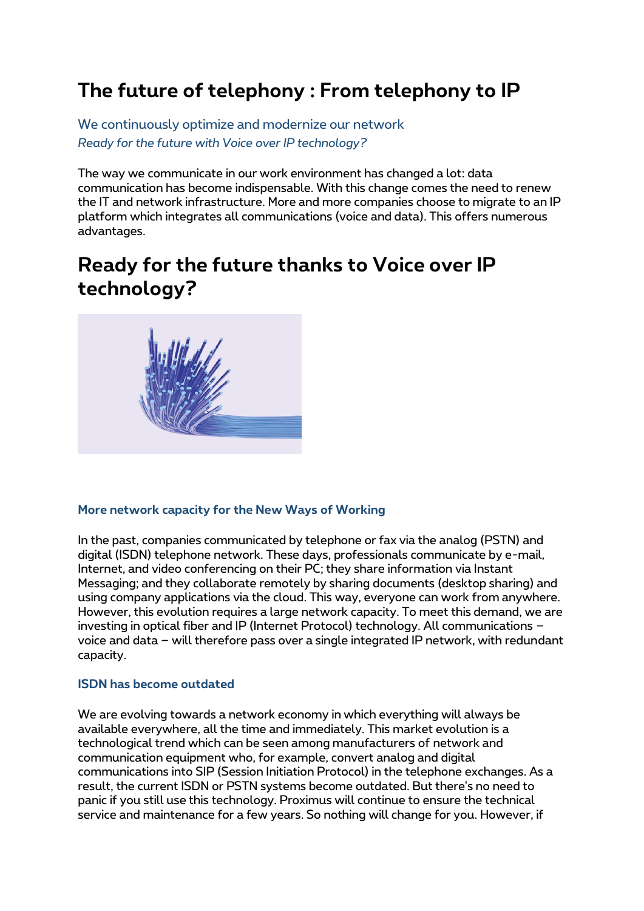# The future of telephony : From telephony to IP

We continuously optimize and modernize our network

*Ready for the future with Voice over IP technology?*

The way we communicate in our work environment has changed a lot: data communication has become indispensable. With this change comes the need to renew the IT and network infrastructure. More and more companies choose to migrate to an IP platform which integrates all communications (voice and data). This offers numerous advantages.

# Ready for the future thanks to Voice over IP technology?

### More network capacity for the New Ways of Working

In the past, companies communicated by telephone or fax via the analog (PSTN) and digital (ISDN) telephone network. These days, professionals communicate by e-mail, Internet, and video conferencing on their PC; they share information via Instant Messaging; and they collaborate remotely by sharing documents (desktop sharing) and using company applications via the cloud. This way, everyone can work from anywhere. However, this evolution requires a large network capacity. To meet this demand, we are investing in optical fiber and IP (Internet Protocol) technology. All communications – voice and data – will therefore pass over a single integrated IP network, with redundant capacity.

### ISDN has become outdated

We are evolving towards a network economy in which everything will always be available everywhere, all the time and immediately. This market evolution is a technological trend which can be seen among manufacturers of network and communication equipment who, for example, convert analog and digital communications into SIP (Session Initiation Protocol) in the telephone exchanges. As a result, the current ISDN or PSTN systems become outdated. But there's no need to panic if you still use this technology. Proximus will continue to ensure the technical service and maintenance for a few years. So nothing will change for you. However, if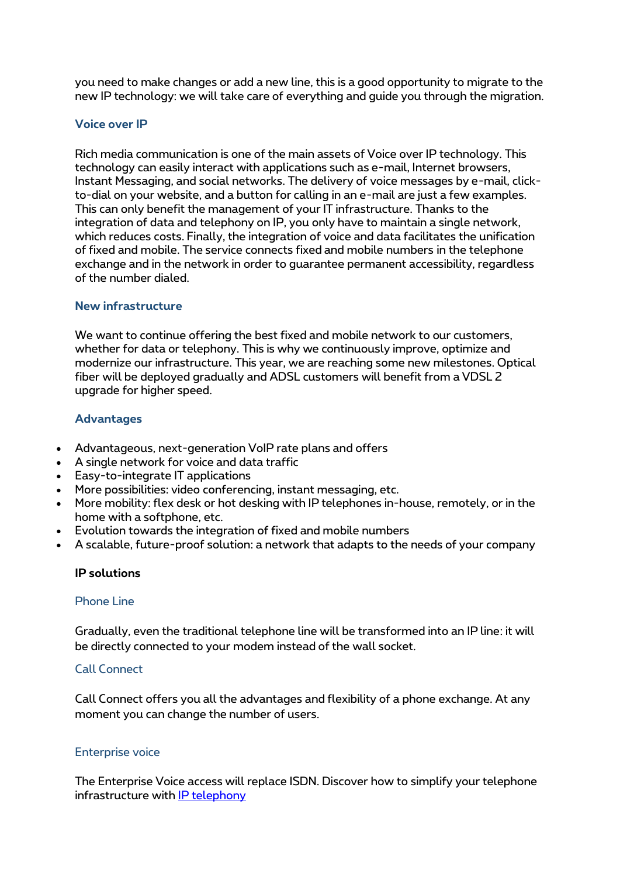you need to make changes or add a new line, this is a good opportunity to migrate to the new IP technology: we will take care of everything and guide you through the migration.

### Voice over IP

Rich media communication is one of the main assets of Voice over IP technology. This technology can easily interact with applications such as e-mail, Internet browsers, Instant Messaging, and social networks. The delivery of voice messages by e-mail, click-to-dial on your website, and a button for calling in an e-mail are just a few examples. This can only benefit the management of your IT infrastructure. Thanks to the integration of data and telephony on IP, you only have to maintain a single network, which reduces costs. Finally, the integration of voice and data facilitates the unification of fixed and mobile. The service connects fixed and mobile numbers in the telephone exchange and in the network in order to guarantee permanent accessibility, regardless of the number dialed.

### New infrastructure

We want to continue offering the best fixed and mobile network to our customers, whether for data or telephony. This is why we continuously improve, optimize and modernize our infrastructure. This year, we are reaching some new milestones. Optical fiber will be deployed gradually and ADSL customers will benefit from a VDSL 2 upgrade for higher speed.

### Advantages

- Advantageous, next-generation VoIP rate plans and offers
- A single network for voice and data traffic
- Easy-to-integrate IT applications
- More possibilities: video conferencing, instant messaging, etc.
- More mobility: flex desk or hot desking with IP telephones in-house, remotely, or in the home with a softphone, etc.
- Evolution towards the integration of fixed and mobile numbers
- A scalable, future-proof solution: a network that adapts to the needs of your company

### IP solutions

#### Phone Line

Gradually, even the traditional telephone line will be transformed into an IP line: it will be directly connected to your modem instead of the wall socket.

#### Call Connect

Call Connect offers you all the advantages and flexibility of a phone exchange. At any moment you can change the number of users.

#### Enterprise voice

The Enterprise Voice access will replace ISDN. Discover how to simplify your telephone infrastructure with IP telephony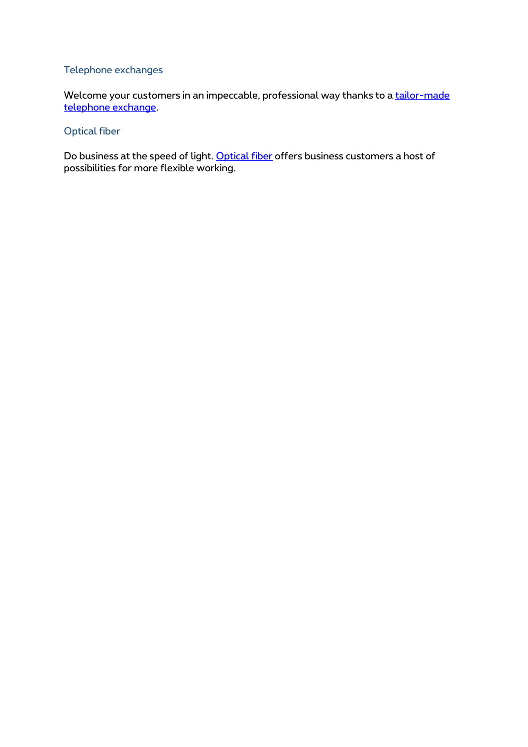### Telephone exchanges

Welcome your customers in an impeccable, professional way thanks to a tailor-made telephone exchange.

### Optical fiber

Do business at the speed of light. Optical fiber offers business customers a host of possibilities for more flexible working.